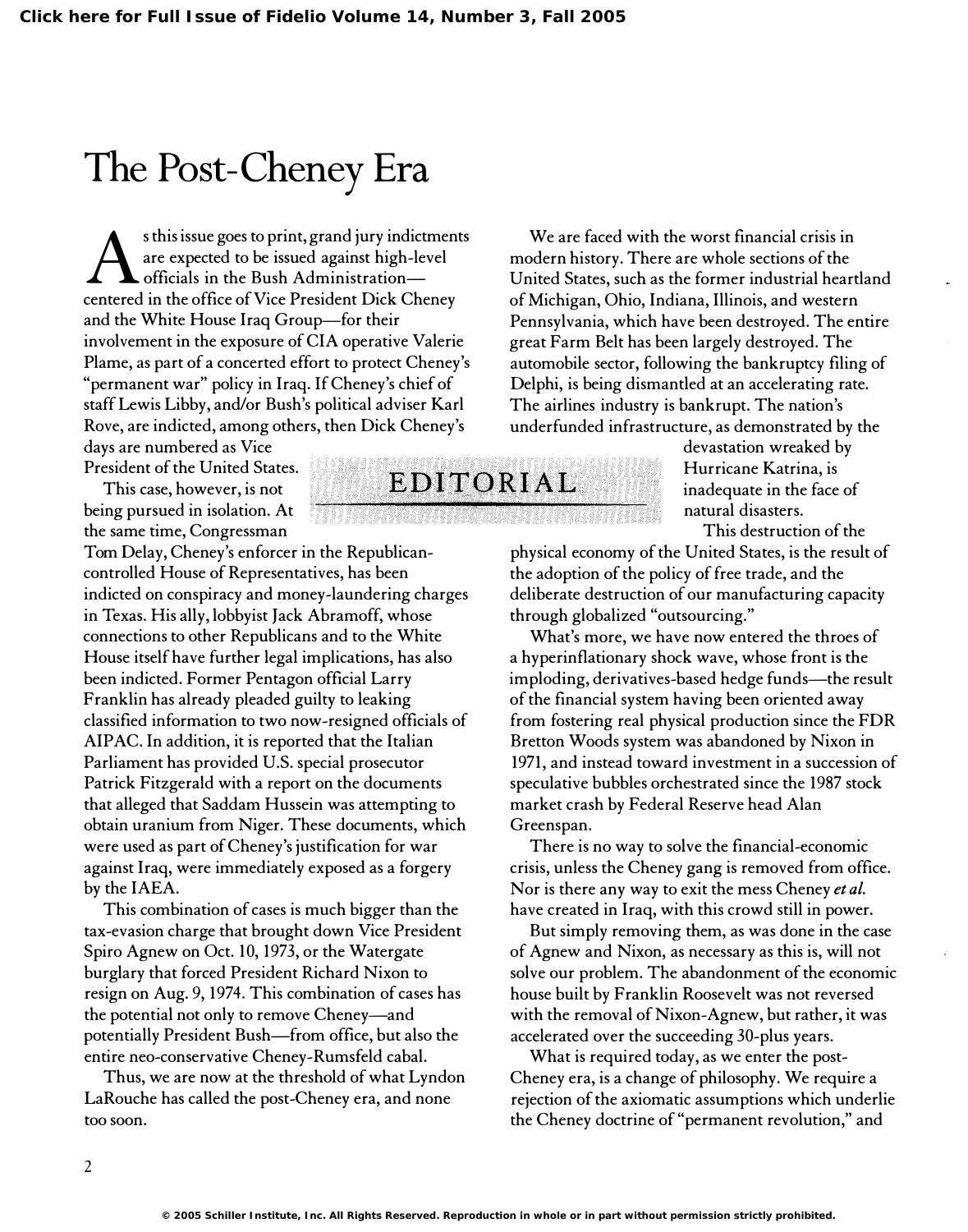# The Post-Cheney Era

## EDITORIAL

As this issue goes to print, grand jury indictments are expected to be issued against high-level officials in the Bush Administration—centered in the office of Vice President Dick Cheney and the White House Iraq Group—for their involvement in the exposure of CIA operative Valerie Plame, as part of a concerted effort to protect Cheney's "permanent war" policy in Iraq. If Cheney's chief of staff Lewis Libby, and/or Bush's political adviser Karl Rove, are indicted, among others, then Dick Cheney's days are numbered as Vice President of the United States.

This case, however, is not being pursued in isolation. At the same time, Congressman Tom Delay, Cheney's enforcer in the Republican-controlled House of Representatives, has been indicted on conspiracy and money-laundering charges in Texas. His ally, lobbyist Jack Abramoff, whose connections to other Republicans and to the White House itself have further legal implications, has also been indicted. Former Pentagon official Larry Franklin has already pleaded guilty to leaking classified information to two now-resigned officials of AIPAC. In addition, it is reported that the Italian Parliament has provided U.S. special prosecutor Patrick Fitzgerald with a report on the documents that alleged that Saddam Hussein was attempting to obtain uranium from Niger. These documents, which were used as part of Cheney's justification for war against Iraq, were immediately exposed as a forgery by the IAEA.

This combination of cases is much bigger than the tax-evasion charge that brought down Vice President Spiro Agnew on Oct. 10, 1973, or the Watergate burglary that forced President Richard Nixon to resign on Aug. 9, 1974. This combination of cases has the potential not only to remove Cheney—and potentially President Bush—from office, but also the entire neo-conservative Cheney-Rumsfeld cabal.

Thus, we are now at the threshold of what Lyndon LaRouche has called the post-Cheney era, and none too soon.

We are faced with the worst financial crisis in modern history. There are whole sections of the United States, such as the former industrial heartland of Michigan, Ohio, Indiana, Illinois, and western Pennsylvania, which have been destroyed. The entire great Farm Belt has been largely destroyed. The automobile sector, following the bankruptcy filing of Delphi, is being dismantled at an accelerating rate. The airlines industry is bankrupt. The nation's underfunded infrastructure, as demonstrated by the devastation wreaked by Hurricane Katrina, is inadequate in the face of natural disasters.

This destruction of the physical economy of the United States, is the result of the adoption of the policy of free trade, and the deliberate destruction of our manufacturing capacity through globalized "outsourcing."

What's more, we have now entered the throes of a hyperinflationary shock wave, whose front is the imploding, derivatives-based hedge funds—the result of the financial system having been oriented away from fostering real physical production since the FDR Bretton Woods system was abandoned by Nixon in 1971, and instead toward investment in a succession of speculative bubbles orchestrated since the 1987 stock market crash by Federal Reserve head Alan Greenspan.

There is no way to solve the financial-economic crisis, unless the Cheney gang is removed from office. Nor is there any way to exit the mess Cheney *et al.* have created in Iraq, with this crowd still in power.

But simply removing them, as was done in the case of Agnew and Nixon, as necessary as this is, will not solve our problem. The abandonment of the economic house built by Franklin Roosevelt was not reversed with the removal of Nixon-Agnew, but rather, it was accelerated over the succeeding 30-plus years.

What is required today, as we enter the post-Cheney era, is a change of philosophy. We require a rejection of the axiomatic assumptions which underlie the Cheney doctrine of "permanent revolution," and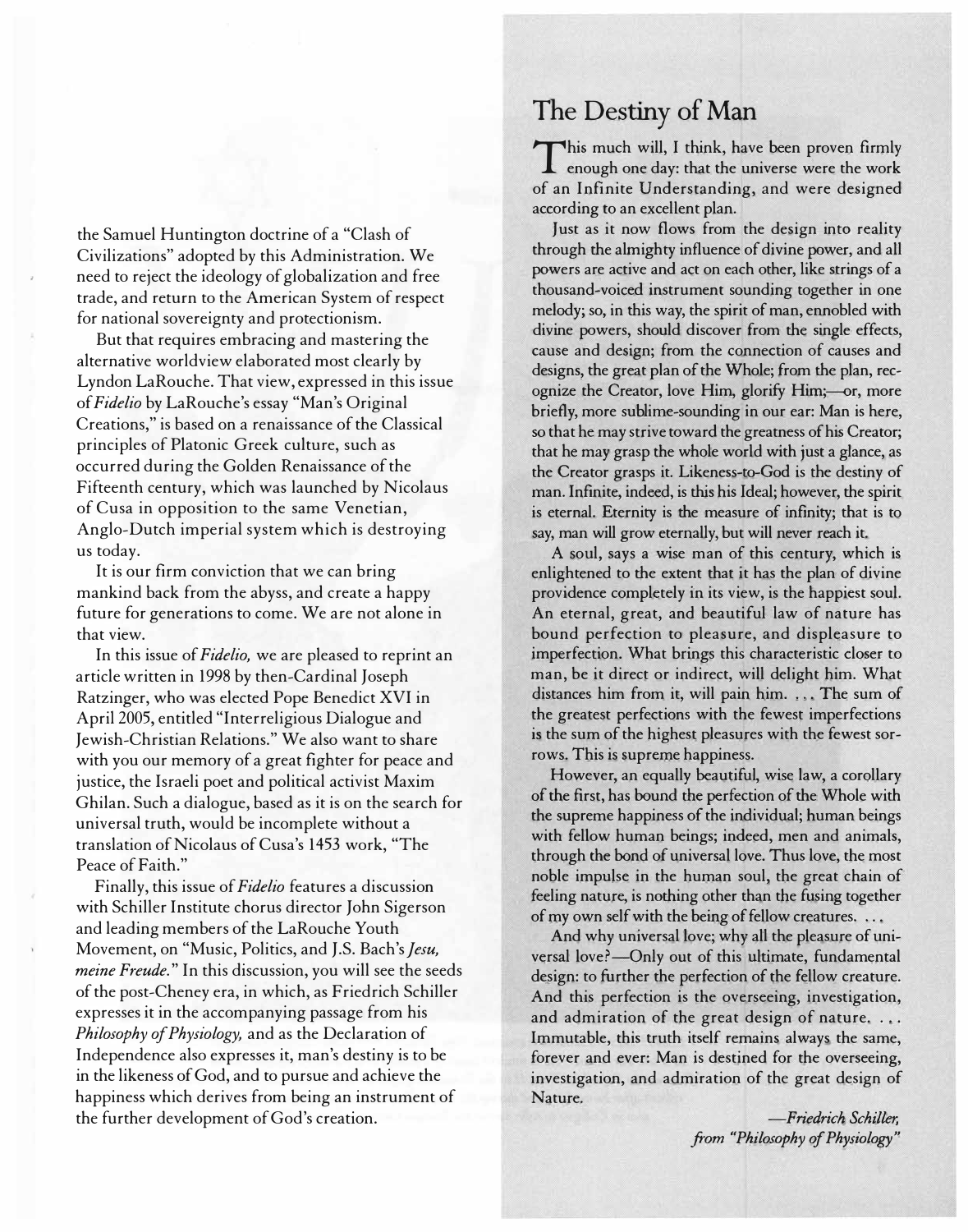the Samuel Huntington doctrine of a "Clash of Civilizations" adopted by this Administration. We need to reject the ideology of globalization and free trade, and return to the American System of respect for national sovereignty and protectionism.

But that requires embracing and mastering the alternative worldview elaborated most clearly by Lyndon LaRouche. That view, expressed in this issue of *Fidelio* by LaRouche's essay "Man's Original Creations," is based on a renaissance of the Classical principles of Platonic Greek culture, such as occurred during the Golden Renaissance of the Fifteenth century, which was launched by Nicolaus of Cusa in opposition to the same Venetian, Anglo-Dutch imperial system which is destroying us today.

It is our firm conviction that we can bring mankind back from the abyss, and create a happy future for generations to come. We are not alone in that view.

In this issue of *Fidelio,* we are pleased to reprint an article written in 1998 by then-Cardinal Joseph Ratzinger, who was elected Pope Benedict XVI in April 2005, entitled "Interreligious Dialogue and Jewish-Christian Relations." We also want to share with you our memory of a great fighter for peace and justice, the Israeli poet and political activist Maxim Ghilan. Such a dialogue, based as it is on the search for universal truth, would be incomplete without a translation of Nicolaus of Cusa's 1453 work, "The Peace of Faith."

Finally, this issue of *Fidelio* features a discussion with Schiller Institute chorus director John Sigerson and leading members of the LaRouche Youth Movement, on "Music, Politics, and J.S. Bach's *Jesu, meine Freude.*" In this discussion, you will see the seeds of the post-Cheney era, in which, as Friedrich Schiller expresses it in the accompanying passage from his *Philosophy of Physiology,* and as the Declaration of Independence also expresses it, man's destiny is to be in the likeness of God, and to pursue and achieve the happiness which derives from being an instrument of the further development of God's creation.

## The Destiny of Man

This much will, I think, have been proven firmly enough one day: that the universe were the work of an Infinite Understanding, and were designed according to an excellent plan.

Just as it now flows from the design into reality through the almighty influence of divine power, and all powers are active and act on each other, like strings of a thousand-voiced instrument sounding together in one melody; so, in this way, the spirit of man, ennobled with divine powers, should discover from the single effects, cause and design; from the connection of causes and designs, the great plan of the Whole; from the plan, recognize the Creator, love Him, glorify Him;—or, more briefly, more sublime-sounding in our ear: Man is here, so that he may strive toward the greatness of his Creator; that he may grasp the whole world with just a glance, as the Creator grasps it. Likeness-to-God is the destiny of man. Infinite, indeed, is this his Ideal; however, the spirit is eternal. Eternity is the measure of infinity; that is to say, man will grow eternally, but will never reach it.

A soul, says a wise man of this century, which is enlightened to the extent that it has the plan of divine providence completely in its view, is the happiest soul. An eternal, great, and beautiful law of nature has bound perfection to pleasure, and displeasure to imperfection. What brings this characteristic closer to man, be it direct or indirect, will delight him. What distances him from it, will pain him. . . . The sum of the greatest perfections with the fewest imperfections is the sum of the highest pleasures with the fewest sorrows. This is supreme happiness.

However, an equally beautiful, wise law, a corollary of the first, has bound the perfection of the Whole with the supreme happiness of the individual; human beings with fellow human beings; indeed, men and animals, through the bond of universal love. Thus love, the most noble impulse in the human soul, the great chain of feeling nature, is nothing other than the fusing together of my own self with the being of fellow creatures. . . .

And why universal love; why all the pleasure of universal love?—Only out of this ultimate, fundamental design: to further the perfection of the fellow creature. And this perfection is the overseeing, investigation, and admiration of the great design of nature. . . . Immutable, this truth itself remains always the same, forever and ever: Man is destined for the overseeing, investigation, and admiration of the great design of Nature.

*—Friedrich Schiller, from "Philosophy of Physiology"*